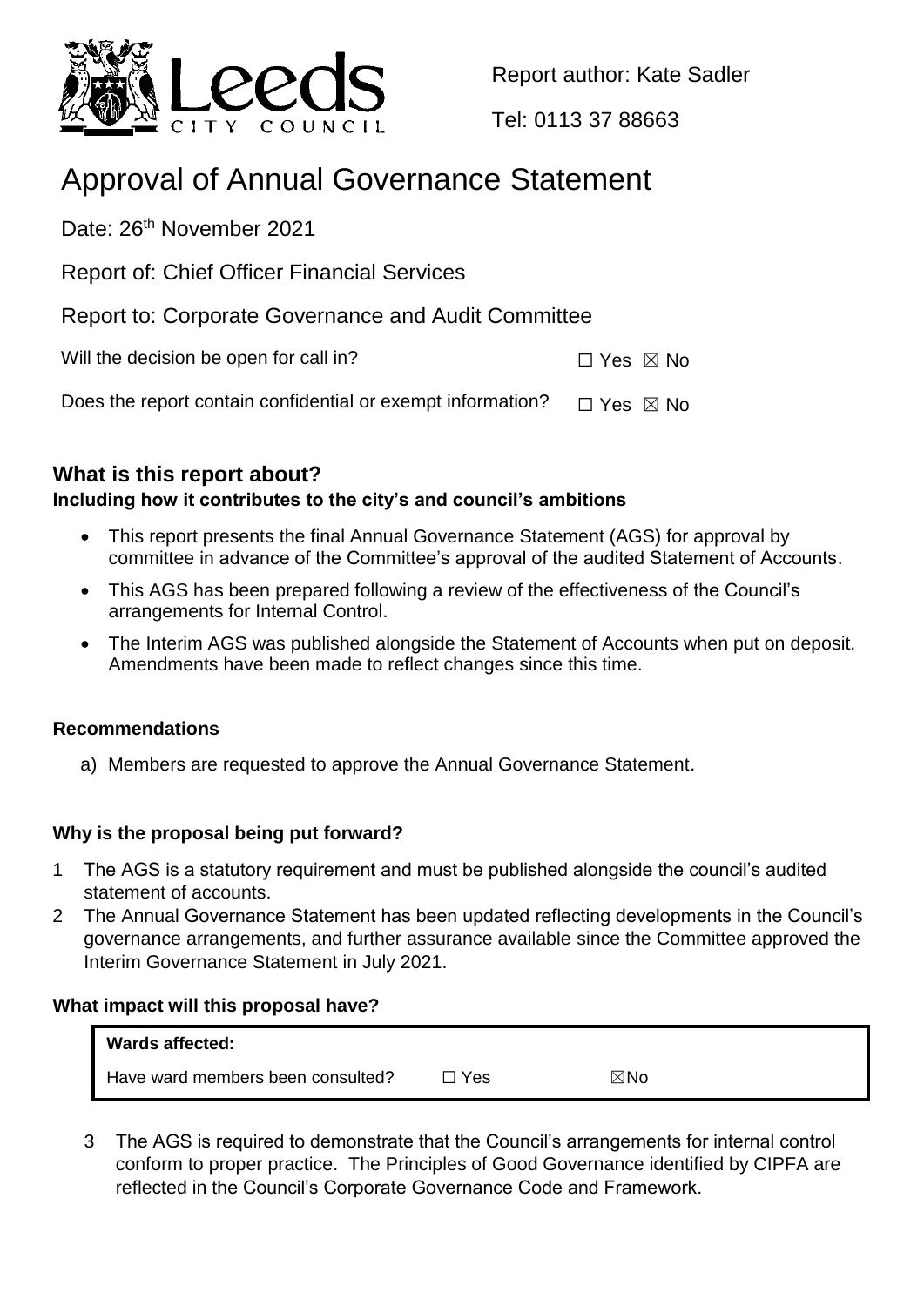Report author: Kate Sadler

Tel: 0113 37 88663

# Approval of Annual Governance Statement

Date: 26th November 2021

Report of: Chief Officer Financial Services

Report to: Corporate Governance and Audit Committee

Will the decision be open for call in? ☐ Yes ☒ No

Does the report contain confidential or exempt information? ☐ Yes ☒ No

## What is this report about?

**Including how it contributes to the city's and council's ambitions**

- This report presents the final Annual Governance Statement (AGS) for approval by committee in advance of the Committee's approval of the audited Statement of Accounts.
- This AGS has been prepared following a review of the effectiveness of the Council's arrangements for Internal Control.
- The Interim AGS was published alongside the Statement of Accounts when put on deposit. Amendments have been made to reflect changes since this time.

### Recommendations

a) Members are requested to approve the Annual Governance Statement.

### Why is the proposal being put forward?

1 The AGS is a statutory requirement and must be published alongside the council's audited statement of accounts.

2 The Annual Governance Statement has been updated reflecting developments in the Council's governance arrangements, and further assurance available since the Committee approved the Interim Governance Statement in July 2021.

### What impact will this proposal have?

| **Wards affected:** | | |
|---|---|---|
| Have ward members been consulted? | ☐ Yes | ☒No |

3 The AGS is required to demonstrate that the Council's arrangements for internal control conform to proper practice. The Principles of Good Governance identified by CIPFA are reflected in the Council's Corporate Governance Code and Framework.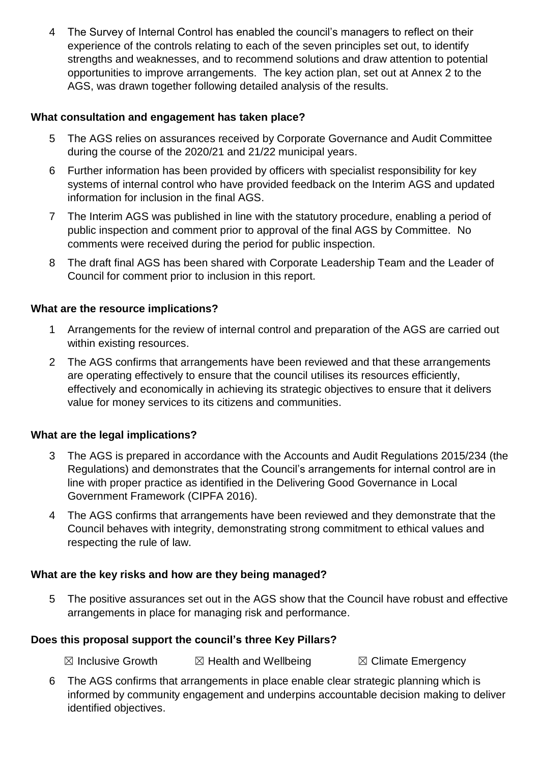4 The Survey of Internal Control has enabled the council's managers to reflect on their experience of the controls relating to each of the seven principles set out, to identify strengths and weaknesses, and to recommend solutions and draw attention to potential opportunities to improve arrangements. The key action plan, set out at Annex 2 to the AGS, was drawn together following detailed analysis of the results.

**What consultation and engagement has taken place?**

5 The AGS relies on assurances received by Corporate Governance and Audit Committee during the course of the 2020/21 and 21/22 municipal years.

6 Further information has been provided by officers with specialist responsibility for key systems of internal control who have provided feedback on the Interim AGS and updated information for inclusion in the final AGS.

7 The Interim AGS was published in line with the statutory procedure, enabling a period of public inspection and comment prior to approval of the final AGS by Committee. No comments were received during the period for public inspection.

8 The draft final AGS has been shared with Corporate Leadership Team and the Leader of Council for comment prior to inclusion in this report.

**What are the resource implications?**

1 Arrangements for the review of internal control and preparation of the AGS are carried out within existing resources.

2 The AGS confirms that arrangements have been reviewed and that these arrangements are operating effectively to ensure that the council utilises its resources efficiently, effectively and economically in achieving its strategic objectives to ensure that it delivers value for money services to its citizens and communities.

**What are the legal implications?**

3 The AGS is prepared in accordance with the Accounts and Audit Regulations 2015/234 (the Regulations) and demonstrates that the Council's arrangements for internal control are in line with proper practice as identified in the Delivering Good Governance in Local Government Framework (CIPFA 2016).

4 The AGS confirms that arrangements have been reviewed and they demonstrate that the Council behaves with integrity, demonstrating strong commitment to ethical values and respecting the rule of law.

**What are the key risks and how are they being managed?**

5 The positive assurances set out in the AGS show that the Council have robust and effective arrangements in place for managing risk and performance.

**Does this proposal support the council's three Key Pillars?**

☒ Inclusive Growth ☒ Health and Wellbeing ☒ Climate Emergency

6 The AGS confirms that arrangements in place enable clear strategic planning which is informed by community engagement and underpins accountable decision making to deliver identified objectives.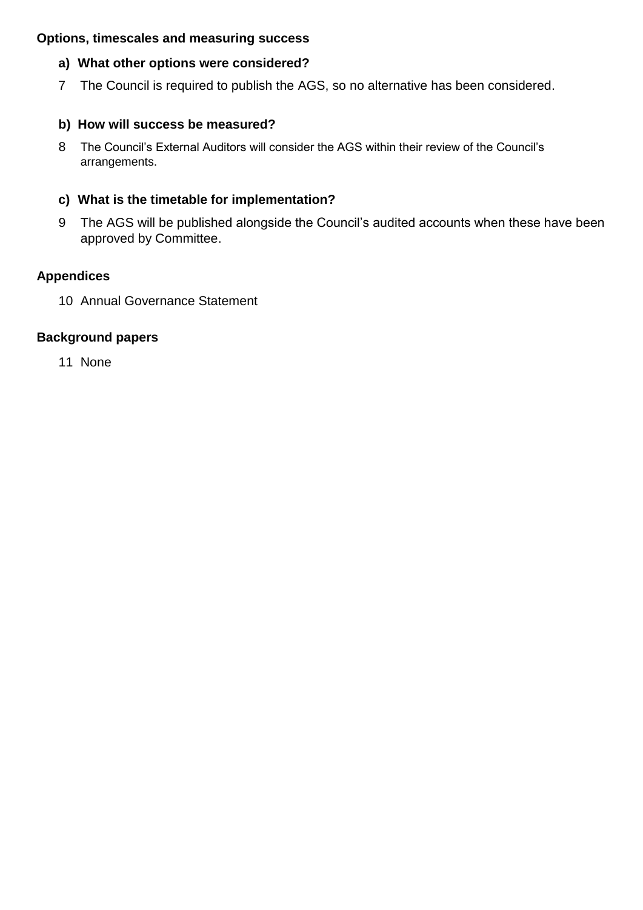**Options, timescales and measuring success**

**a) What other options were considered?**

7 The Council is required to publish the AGS, so no alternative has been considered.

**b) How will success be measured?**

8 The Council's External Auditors will consider the AGS within their review of the Council's arrangements.

**c) What is the timetable for implementation?**

9 The AGS will be published alongside the Council's audited accounts when these have been approved by Committee.

**Appendices**

10 Annual Governance Statement

**Background papers**

11 None